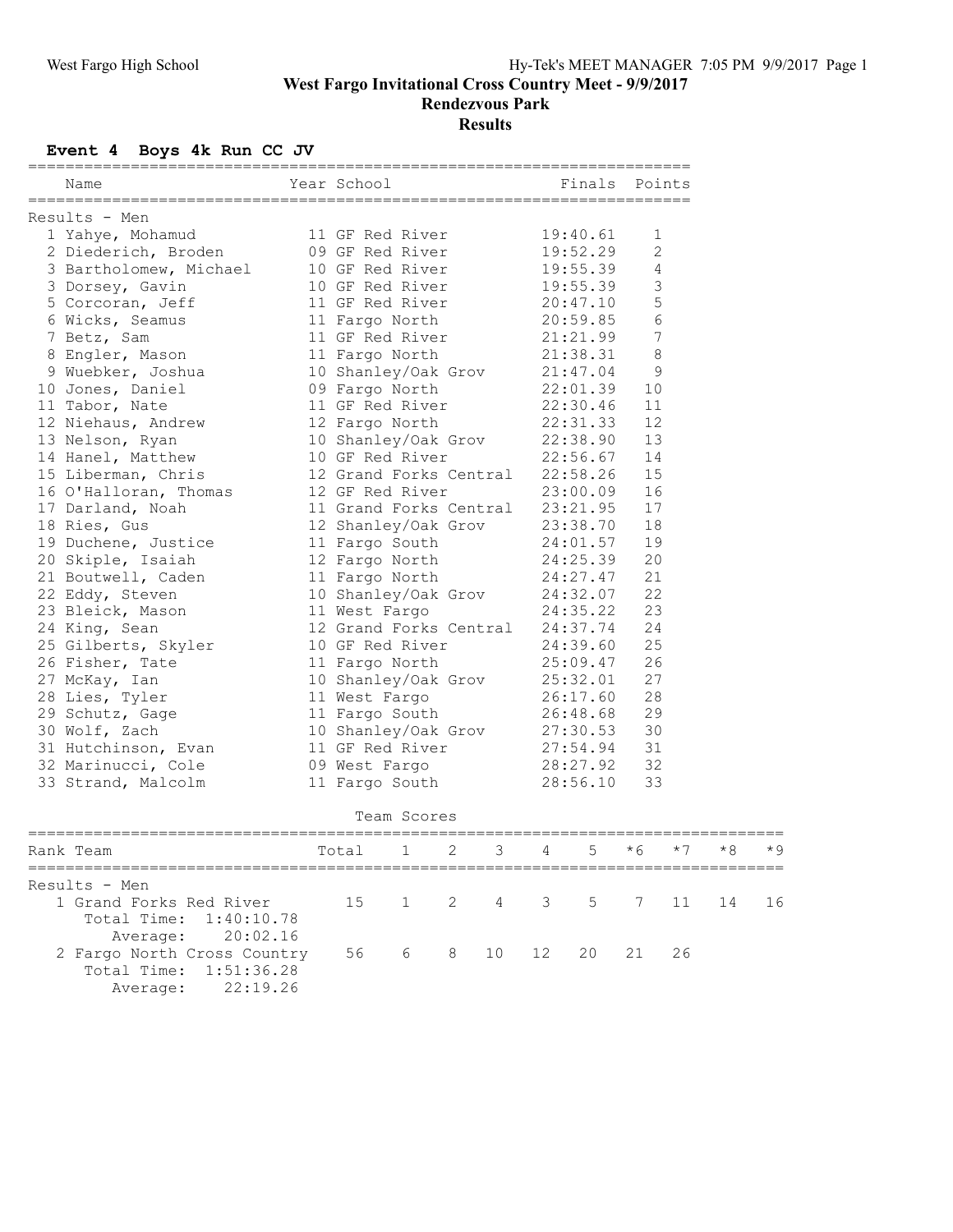# West Fargo Invitational Cross Country Meet - 9/9/2017

## Rendezvous Park

## Results

### Event 4 Boys 4k Run CC JV

Results - Men

| | Name | Year | School | Finals | Points |
|---|---|---|---|---|---|
| 1 | Yahye, Mohamud | 11 | GF Red River | 19:40.61 | 1 |
| 2 | Diederich, Broden | 09 | GF Red River | 19:52.29 | 2 |
| 3 | Bartholomew, Michael | 10 | GF Red River | 19:55.39 | 4 |
| 3 | Dorsey, Gavin | 10 | GF Red River | 19:55.39 | 3 |
| 5 | Corcoran, Jeff | 11 | GF Red River | 20:47.10 | 5 |
| 6 | Wicks, Seamus | 11 | Fargo North | 20:59.85 | 6 |
| 7 | Betz, Sam | 11 | GF Red River | 21:21.99 | 7 |
| 8 | Engler, Mason | 11 | Fargo North | 21:38.31 | 8 |
| 9 | Wuebker, Joshua | 10 | Shanley/Oak Grov | 21:47.04 | 9 |
| 10 | Jones, Daniel | 09 | Fargo North | 22:01.39 | 10 |
| 11 | Tabor, Nate | 11 | GF Red River | 22:30.46 | 11 |
| 12 | Niehaus, Andrew | 12 | Fargo North | 22:31.33 | 12 |
| 13 | Nelson, Ryan | 10 | Shanley/Oak Grov | 22:38.90 | 13 |
| 14 | Hanel, Matthew | 10 | GF Red River | 22:56.67 | 14 |
| 15 | Liberman, Chris | 12 | Grand Forks Central | 22:58.26 | 15 |
| 16 | O'Halloran, Thomas | 12 | GF Red River | 23:00.09 | 16 |
| 17 | Darland, Noah | 11 | Grand Forks Central | 23:21.95 | 17 |
| 18 | Ries, Gus | 12 | Shanley/Oak Grov | 23:38.70 | 18 |
| 19 | Duchene, Justice | 11 | Fargo South | 24:01.57 | 19 |
| 20 | Skiple, Isaiah | 12 | Fargo North | 24:25.39 | 20 |
| 21 | Boutwell, Caden | 11 | Fargo North | 24:27.47 | 21 |
| 22 | Eddy, Steven | 10 | Shanley/Oak Grov | 24:32.07 | 22 |
| 23 | Bleick, Mason | 11 | West Fargo | 24:35.22 | 23 |
| 24 | King, Sean | 12 | Grand Forks Central | 24:37.74 | 24 |
| 25 | Gilberts, Skyler | 10 | GF Red River | 24:39.60 | 25 |
| 26 | Fisher, Tate | 11 | Fargo North | 25:09.47 | 26 |
| 27 | McKay, Ian | 10 | Shanley/Oak Grov | 25:32.01 | 27 |
| 28 | Lies, Tyler | 11 | West Fargo | 26:17.60 | 28 |
| 29 | Schutz, Gage | 11 | Fargo South | 26:48.68 | 29 |
| 30 | Wolf, Zach | 10 | Shanley/Oak Grov | 27:30.53 | 30 |
| 31 | Hutchinson, Evan | 11 | GF Red River | 27:54.94 | 31 |
| 32 | Marinucci, Cole | 09 | West Fargo | 28:27.92 | 32 |
| 33 | Strand, Malcolm | 11 | Fargo South | 28:56.10 | 33 |

#### Team Scores

Results - Men

| Rank | Team | Total | 1 | 2 | 3 | 4 | 5 | *6 | *7 | *8 | *9 |
|---|---|---|---|---|---|---|---|---|---|---|---|
| 1 | Grand Forks Red River | 15 | 1 | 2 | 4 | 3 | 5 | 7 | 11 | 14 | 16 |
| | Total Time: 1:40:10.78 | | | | | | | | | | |
| | Average: 20:02.16 | | | | | | | | | | |
| 2 | Fargo North Cross Country | 56 | 6 | 8 | 10 | 12 | 20 | 21 | 26 | | |
| | Total Time: 1:51:36.28 | | | | | | | | | | |
| | Average: 22:19.26 | | | | | | | | | | |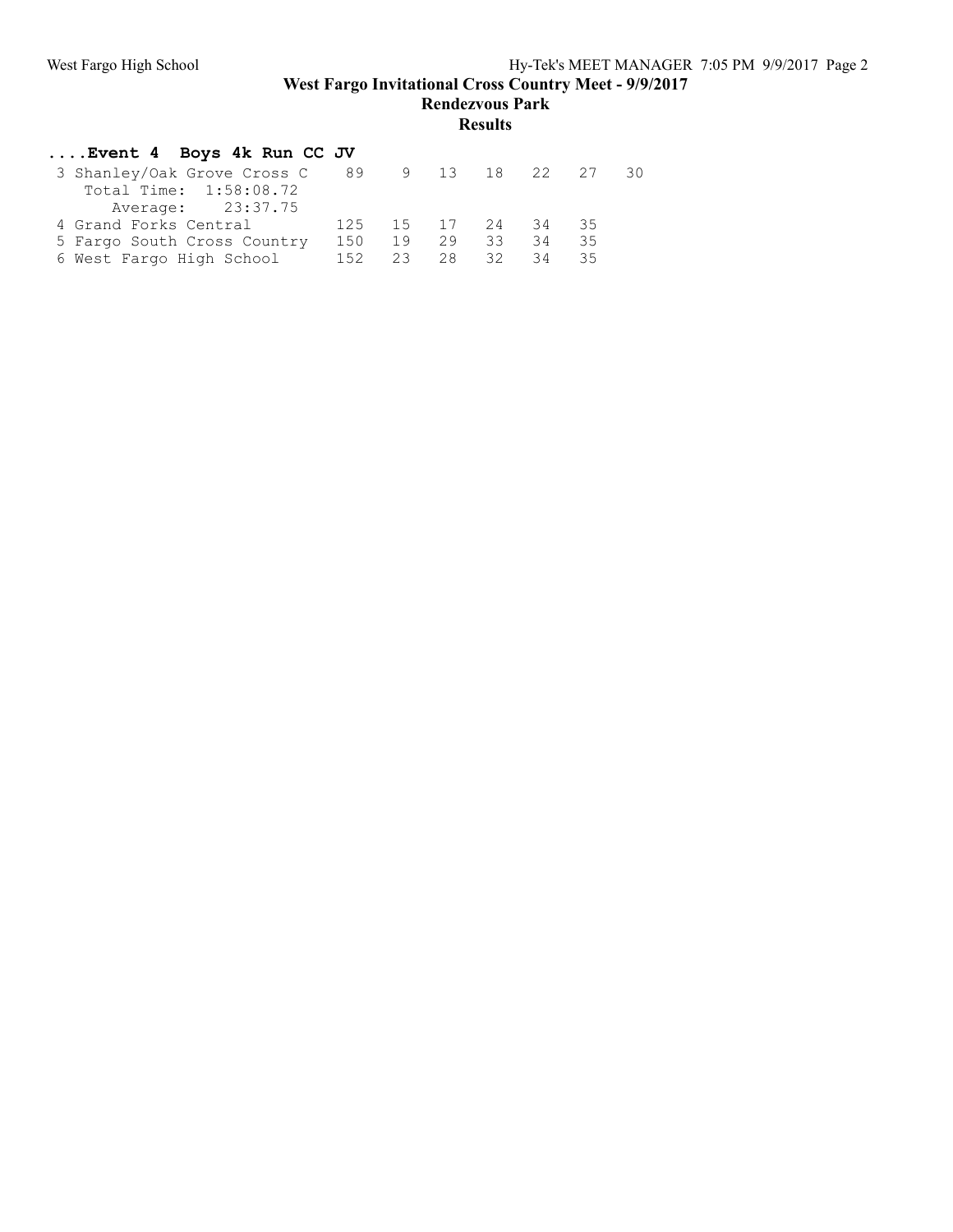# West Fargo Invitational Cross Country Meet - 9/9/2017

## Rendezvous Park

## Results

### ....Event 4 Boys 4k Run CC JV

| | | | | | | | | |
|---|---|---|---|---|---|---|---|---|
| 3 | Shanley/Oak Grove Cross C | 89 | 9 | 13 | 18 | 22 | 27 | 30 |
| | Total Time: 1:58:08.72 | | | | | | | |
| | Average: 23:37.75 | | | | | | | |
| 4 | Grand Forks Central | 125 | 15 | 17 | 24 | 34 | 35 | |
| 5 | Fargo South Cross Country | 150 | 19 | 29 | 33 | 34 | 35 | |
| 6 | West Fargo High School | 152 | 23 | 28 | 32 | 34 | 35 | |